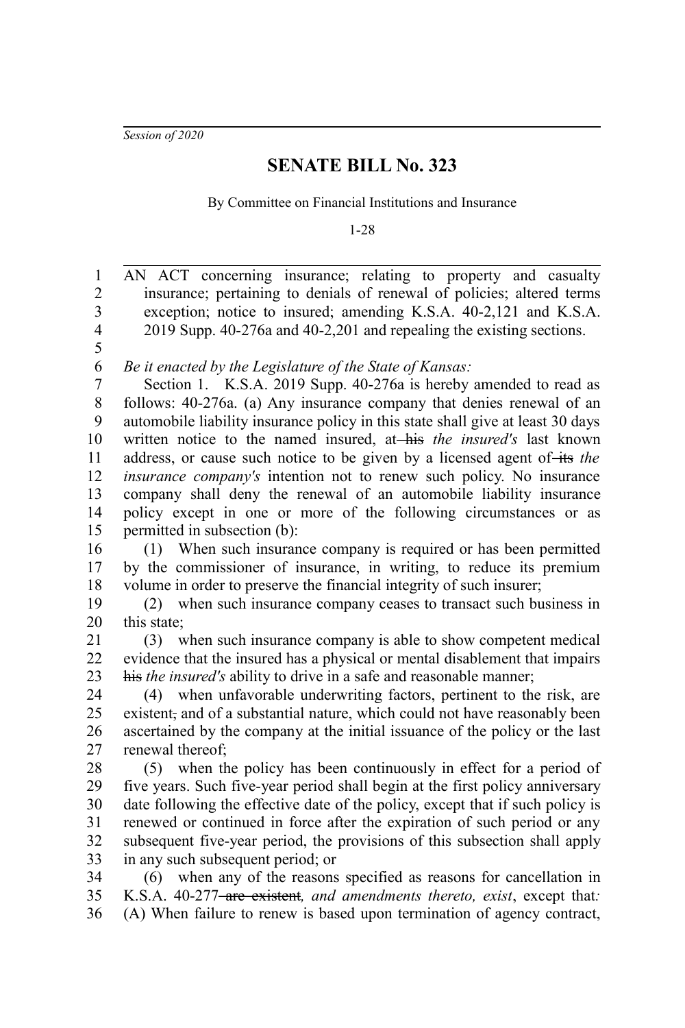*Session of 2020*

# SENATE BILL No. 323

By Committee on Financial Institutions and Insurance

1-28

AN ACT concerning insurance; relating to property and casualty insurance; pertaining to denials of renewal of policies; altered terms exception; notice to insured; amending K.S.A. 40-2,121 and K.S.A. 2019 Supp. 40-276a and 40-2,201 and repealing the existing sections.

*Be it enacted by the Legislature of the State of Kansas:*

Section 1. K.S.A. 2019 Supp. 40-276a is hereby amended to read as follows: 40-276a. (a) Any insurance company that denies renewal of an automobile liability insurance policy in this state shall give at least 30 days written notice to the named insured, at ~~his~~ *the insured's* last known address, or cause such notice to be given by a licensed agent of ~~its~~ *the insurance company's* intention not to renew such policy. No insurance company shall deny the renewal of an automobile liability insurance policy except in one or more of the following circumstances or as permitted in subsection (b):

(1) When such insurance company is required or has been permitted by the commissioner of insurance, in writing, to reduce its premium volume in order to preserve the financial integrity of such insurer;

(2) when such insurance company ceases to transact such business in this state;

(3) when such insurance company is able to show competent medical evidence that the insured has a physical or mental disablement that impairs ~~his~~ *the insured's* ability to drive in a safe and reasonable manner;

(4) when unfavorable underwriting factors, pertinent to the risk, are existent~~,~~ and of a substantial nature, which could not have reasonably been ascertained by the company at the initial issuance of the policy or the last renewal thereof;

(5) when the policy has been continuously in effect for a period of five years. Such five-year period shall begin at the first policy anniversary date following the effective date of the policy, except that if such policy is renewed or continued in force after the expiration of such period or any subsequent five-year period, the provisions of this subsection shall apply in any such subsequent period; or

(6) when any of the reasons specified as reasons for cancellation in K.S.A. 40-277 ~~are existent~~*, and amendments thereto, exist*, except that*:* (A) When failure to renew is based upon termination of agency contract,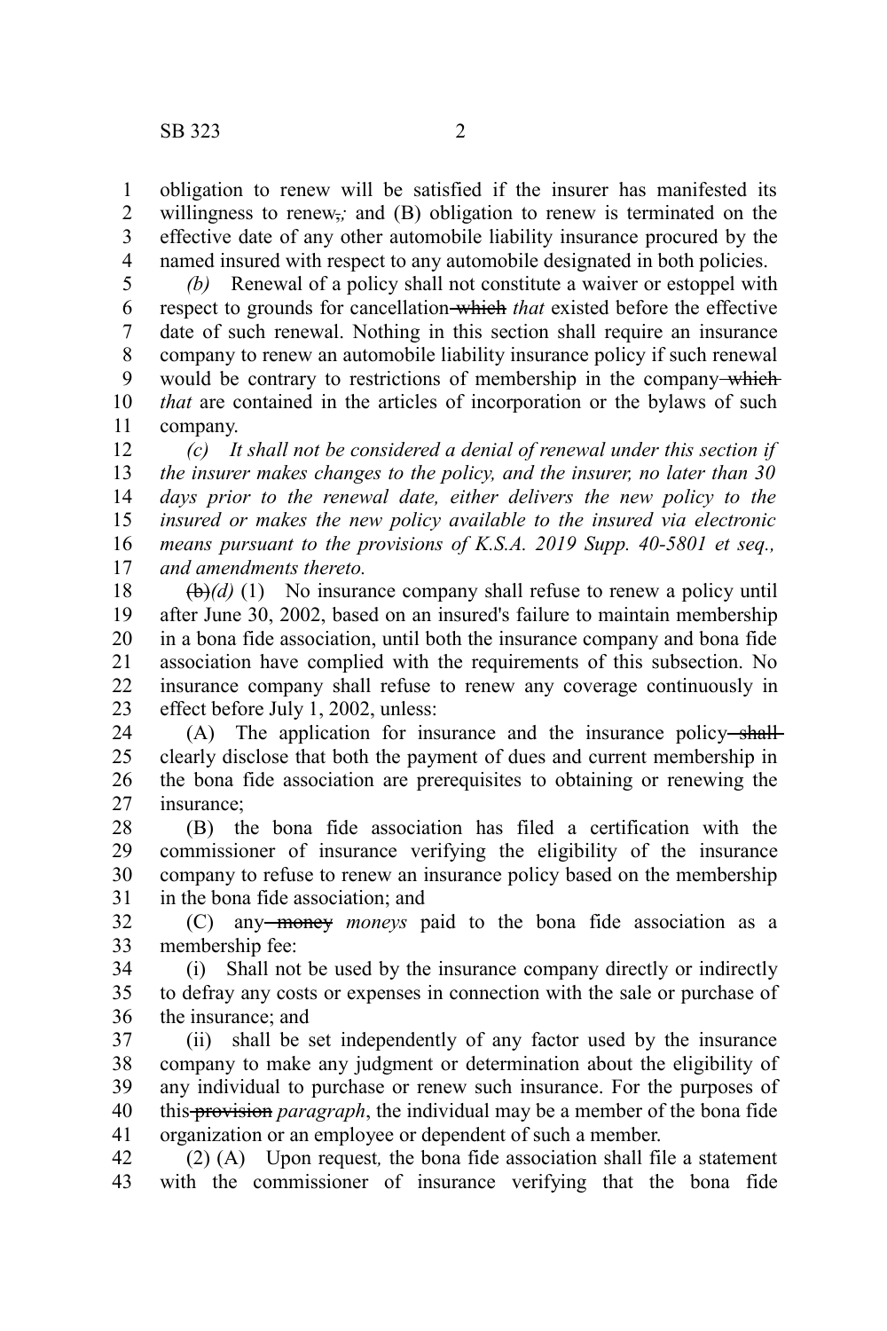obligation to renew will be satisfied if the insurer has manifested its willingness to renew~~,~~*;* and (B) obligation to renew is terminated on the effective date of any other automobile liability insurance procured by the named insured with respect to any automobile designated in both policies.

*(b)* Renewal of a policy shall not constitute a waiver or estoppel with respect to grounds for cancellation ~~which~~ *that* existed before the effective date of such renewal. Nothing in this section shall require an insurance company to renew an automobile liability insurance policy if such renewal would be contrary to restrictions of membership in the company ~~which~~ *that* are contained in the articles of incorporation or the bylaws of such company.

*(c) It shall not be considered a denial of renewal under this section if the insurer makes changes to the policy, and the insurer, no later than 30 days prior to the renewal date, either delivers the new policy to the insured or makes the new policy available to the insured via electronic means pursuant to the provisions of K.S.A. 2019 Supp. 40-5801 et seq., and amendments thereto.*

~~(b)~~*(d)* (1) No insurance company shall refuse to renew a policy until after June 30, 2002, based on an insured's failure to maintain membership in a bona fide association, until both the insurance company and bona fide association have complied with the requirements of this subsection. No insurance company shall refuse to renew any coverage continuously in effect before July 1, 2002, unless:

(A) The application for insurance and the insurance policy ~~shall~~ clearly disclose that both the payment of dues and current membership in the bona fide association are prerequisites to obtaining or renewing the insurance;

(B) the bona fide association has filed a certification with the commissioner of insurance verifying the eligibility of the insurance company to refuse to renew an insurance policy based on the membership in the bona fide association; and

(C) any ~~money~~ *moneys* paid to the bona fide association as a membership fee:

(i) Shall not be used by the insurance company directly or indirectly to defray any costs or expenses in connection with the sale or purchase of the insurance; and

(ii) shall be set independently of any factor used by the insurance company to make any judgment or determination about the eligibility of any individual to purchase or renew such insurance. For the purposes of this ~~provision~~ *paragraph*, the individual may be a member of the bona fide organization or an employee or dependent of such a member.

(2) (A) Upon request*,* the bona fide association shall file a statement with the commissioner of insurance verifying that the bona fide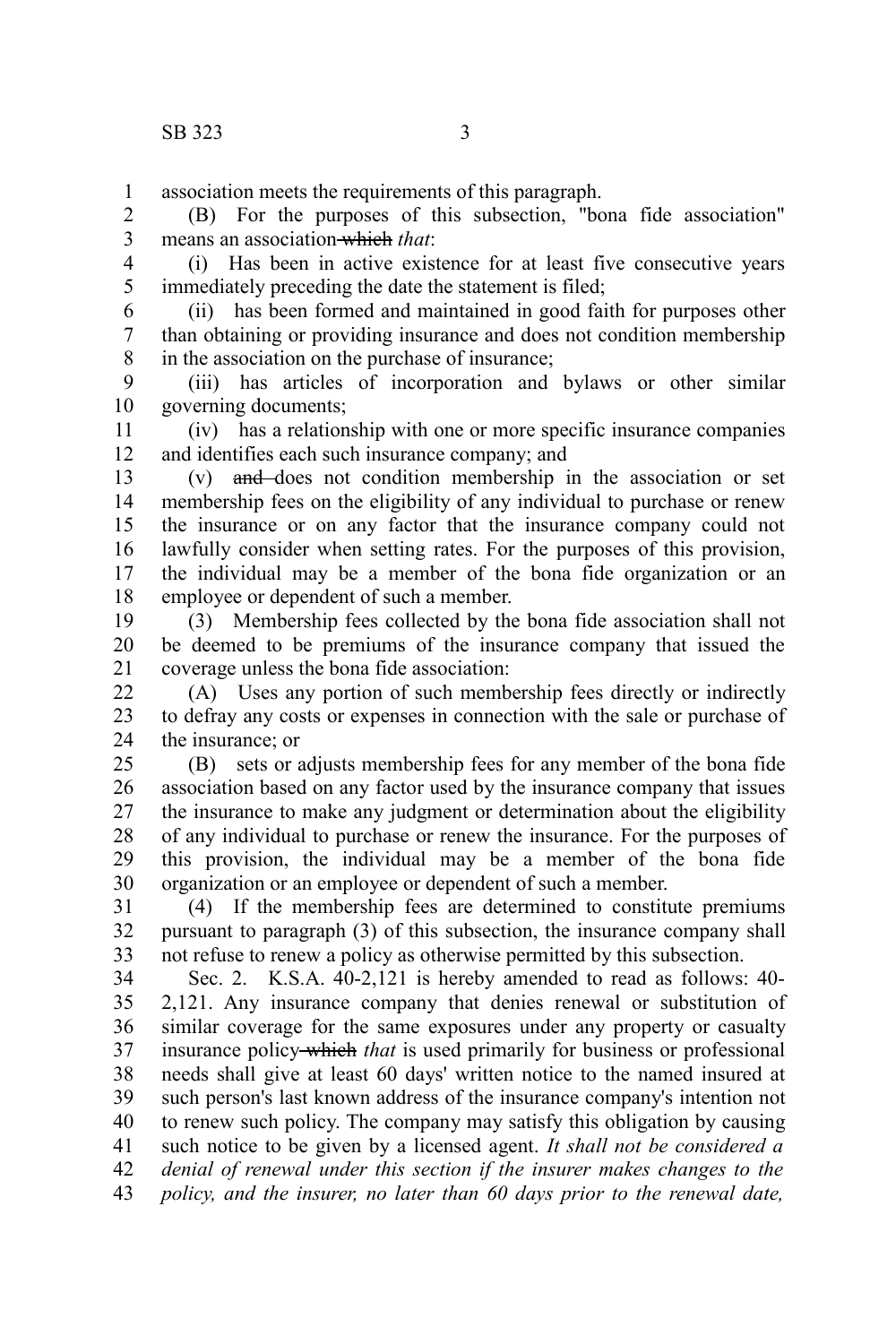association meets the requirements of this paragraph.

(B) For the purposes of this subsection, "bona fide association" means an association ~~which~~ *that*:

(i) Has been in active existence for at least five consecutive years immediately preceding the date the statement is filed;

(ii) has been formed and maintained in good faith for purposes other than obtaining or providing insurance and does not condition membership in the association on the purchase of insurance;

(iii) has articles of incorporation and bylaws or other similar governing documents;

(iv) has a relationship with one or more specific insurance companies and identifies each such insurance company; and

(v) ~~and~~ does not condition membership in the association or set membership fees on the eligibility of any individual to purchase or renew the insurance or on any factor that the insurance company could not lawfully consider when setting rates. For the purposes of this provision, the individual may be a member of the bona fide organization or an employee or dependent of such a member.

(3) Membership fees collected by the bona fide association shall not be deemed to be premiums of the insurance company that issued the coverage unless the bona fide association:

(A) Uses any portion of such membership fees directly or indirectly to defray any costs or expenses in connection with the sale or purchase of the insurance; or

(B) sets or adjusts membership fees for any member of the bona fide association based on any factor used by the insurance company that issues the insurance to make any judgment or determination about the eligibility of any individual to purchase or renew the insurance. For the purposes of this provision, the individual may be a member of the bona fide organization or an employee or dependent of such a member.

(4) If the membership fees are determined to constitute premiums pursuant to paragraph (3) of this subsection, the insurance company shall not refuse to renew a policy as otherwise permitted by this subsection.

Sec. 2. K.S.A. 40-2,121 is hereby amended to read as follows: 40-2,121. Any insurance company that denies renewal or substitution of similar coverage for the same exposures under any property or casualty insurance policy ~~which~~ *that* is used primarily for business or professional needs shall give at least 60 days' written notice to the named insured at such person's last known address of the insurance company's intention not to renew such policy. The company may satisfy this obligation by causing such notice to be given by a licensed agent. *It shall not be considered a denial of renewal under this section if the insurer makes changes to the policy, and the insurer, no later than 60 days prior to the renewal date,*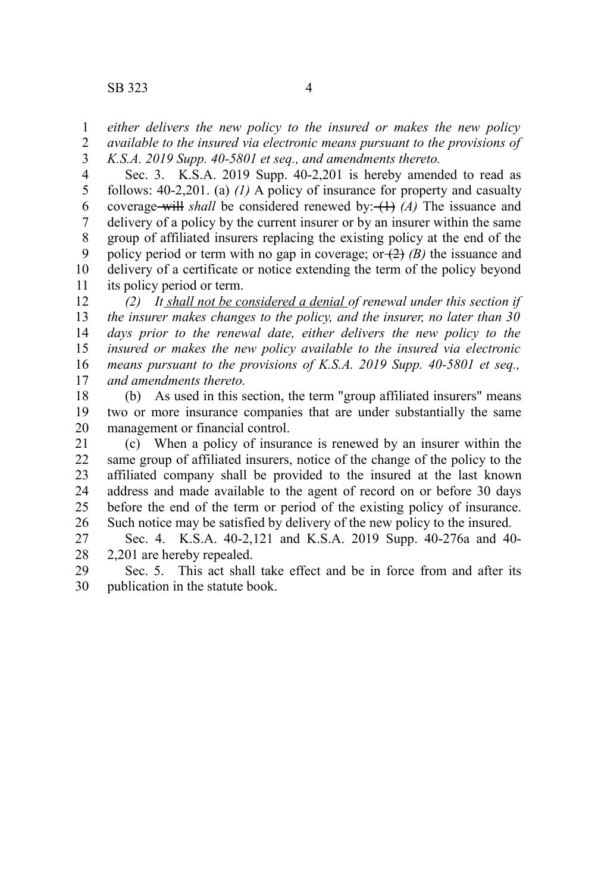*either delivers the new policy to the insured or makes the new policy available to the insured via electronic means pursuant to the provisions of K.S.A. 2019 Supp. 40-5801 et seq., and amendments thereto.*

Sec. 3. K.S.A. 2019 Supp. 40-2,201 is hereby amended to read as follows: 40-2,201. (a) *(1)* A policy of insurance for property and casualty coverage ~~will~~ *shall* be considered renewed by: ~~(1)~~ *(A)* The issuance and delivery of a policy by the current insurer or by an insurer within the same group of affiliated insurers replacing the existing policy at the end of the policy period or term with no gap in coverage; or ~~(2)~~ *(B)* the issuance and delivery of a certificate or notice extending the term of the policy beyond its policy period or term.

*(2) It shall not be considered a denial of renewal under this section if the insurer makes changes to the policy, and the insurer, no later than 30 days prior to the renewal date, either delivers the new policy to the insured or makes the new policy available to the insured via electronic means pursuant to the provisions of K.S.A. 2019 Supp. 40-5801 et seq., and amendments thereto.*

(b) As used in this section, the term "group affiliated insurers" means two or more insurance companies that are under substantially the same management or financial control.

(c) When a policy of insurance is renewed by an insurer within the same group of affiliated insurers, notice of the change of the policy to the affiliated company shall be provided to the insured at the last known address and made available to the agent of record on or before 30 days before the end of the term or period of the existing policy of insurance. Such notice may be satisfied by delivery of the new policy to the insured.

Sec. 4. K.S.A. 40-2,121 and K.S.A. 2019 Supp. 40-276a and 40-2,201 are hereby repealed.

Sec. 5. This act shall take effect and be in force from and after its publication in the statute book.